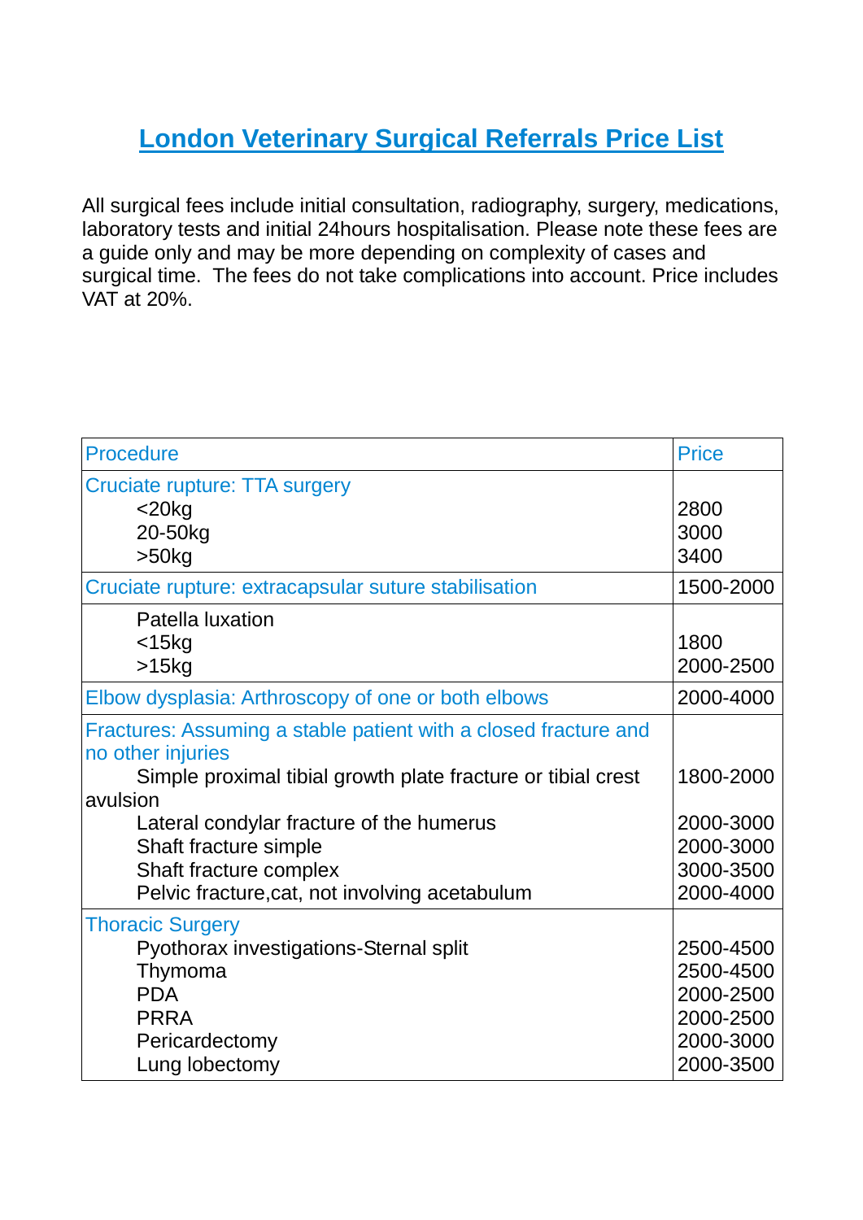# London Veterinary Surgical Referrals Price List

All surgical fees include initial consultation, radiography, surgery, medications, laboratory tests and initial 24hours hospitalisation. Please note these fees are a guide only and may be more depending on complexity of cases and surgical time. The fees do not take complications into account. Price includes VAT at 20%.

| Procedure | Price |
| --- | --- |
| Cruciate rupture: TTA surgery | |
| <20kg | 2800 |
| 20-50kg | 3000 |
| >50kg | 3400 |
| Cruciate rupture: extracapsular suture stabilisation | 1500-2000 |
| Patella luxation | |
| <15kg | 1800 |
| >15kg | 2000-2500 |
| Elbow dysplasia: Arthroscopy of one or both elbows | 2000-4000 |
| Fractures: Assuming a stable patient with a closed fracture and no other injuries | |
| Simple proximal tibial growth plate fracture or tibial crest avulsion | 1800-2000 |
| Lateral condylar fracture of the humerus | 2000-3000 |
| Shaft fracture simple | 2000-3000 |
| Shaft fracture complex | 3000-3500 |
| Pelvic fracture,cat, not involving acetabulum | 2000-4000 |
| Thoracic Surgery | |
| Pyothorax investigations-Sternal split | 2500-4500 |
| Thymoma | 2500-4500 |
| PDA | 2000-2500 |
| PRRA | 2000-2500 |
| Pericardectomy | 2000-3000 |
| Lung lobectomy | 2000-3500 |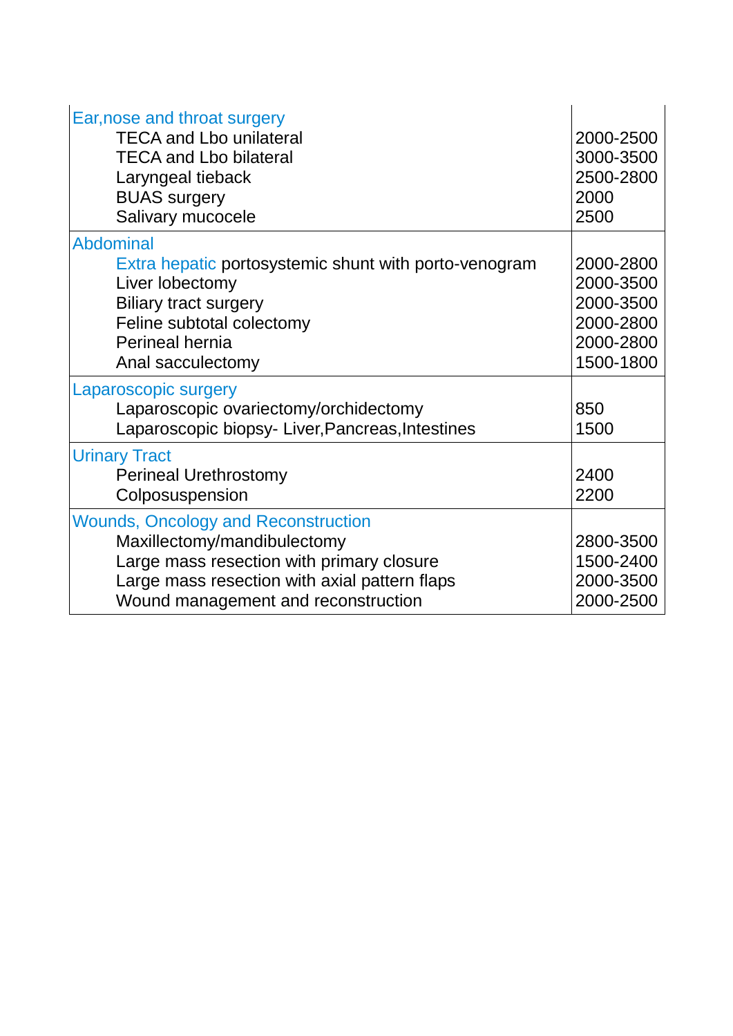| | |
|---|---|
| Ear,nose and throat surgery | |
| TECA and Lbo unilateral | 2000-2500 |
| TECA and Lbo bilateral | 3000-3500 |
| Laryngeal tieback | 2500-2800 |
| BUAS surgery | 2000 |
| Salivary mucocele | 2500 |
| Abdominal | |
| Extra hepatic portosystemic shunt with porto-venogram | 2000-2800 |
| Liver lobectomy | 2000-3500 |
| Biliary tract surgery | 2000-3500 |
| Feline subtotal colectomy | 2000-2800 |
| Perineal hernia | 2000-2800 |
| Anal sacculectomy | 1500-1800 |
| Laparoscopic surgery | |
| Laparoscopic ovariectomy/orchidectomy | 850 |
| Laparoscopic biopsy- Liver,Pancreas,Intestines | 1500 |
| Urinary Tract | |
| Perineal Urethrostomy | 2400 |
| Colposuspension | 2200 |
| Wounds, Oncology and Reconstruction | |
| Maxillectomy/mandibulectomy | 2800-3500 |
| Large mass resection with primary closure | 1500-2400 |
| Large mass resection with axial pattern flaps | 2000-3500 |
| Wound management and reconstruction | 2000-2500 |